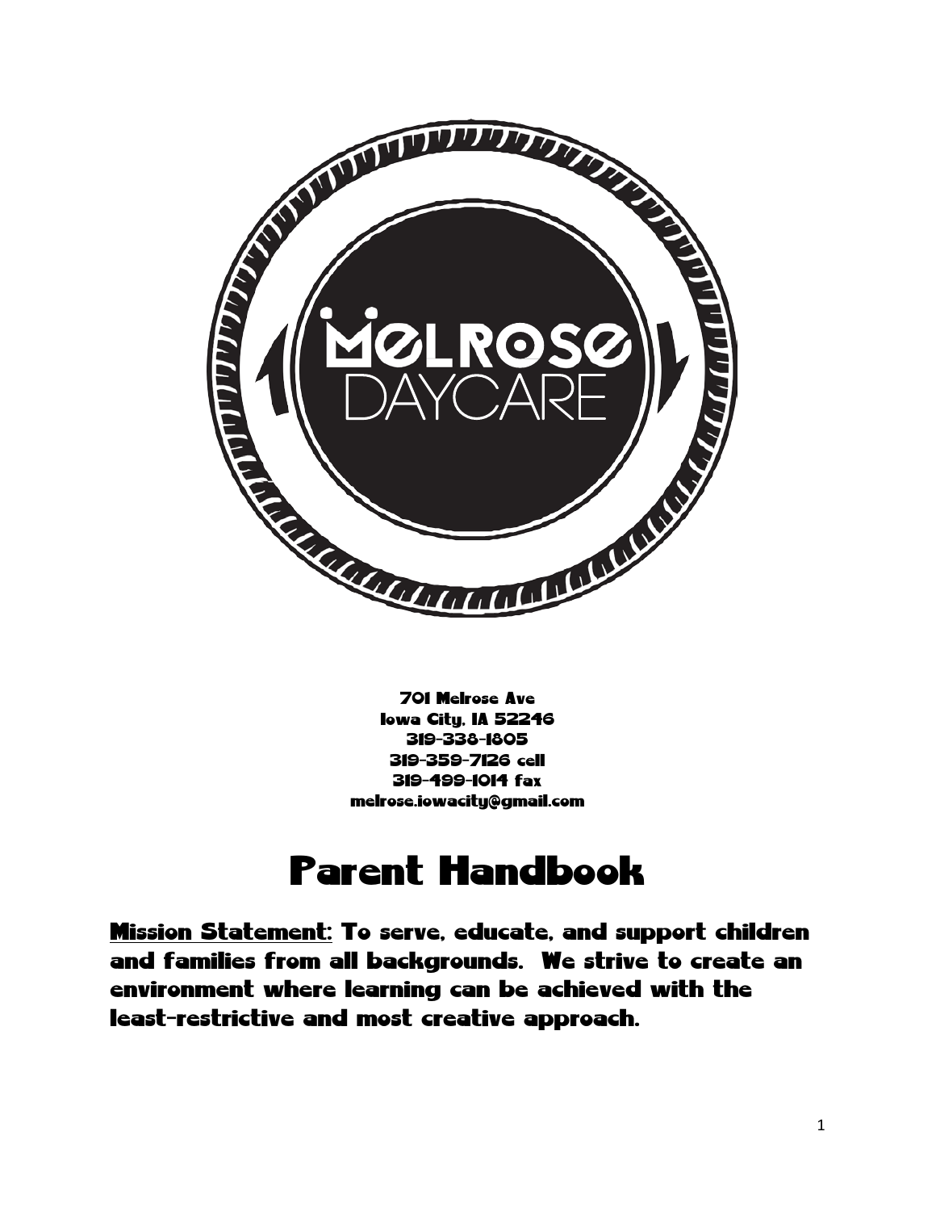701 Melrose Ave
Iowa City, IA 52246
319-338-1805
319-359-7126 cell
319-499-1014 fax
melrose.iowacity@gmail.com

# Parent Handbook

**<u>Mission Statement</u>: To serve, educate, and support children and families from all backgrounds. We strive to create an environment where learning can be achieved with the least-restrictive and most creative approach.**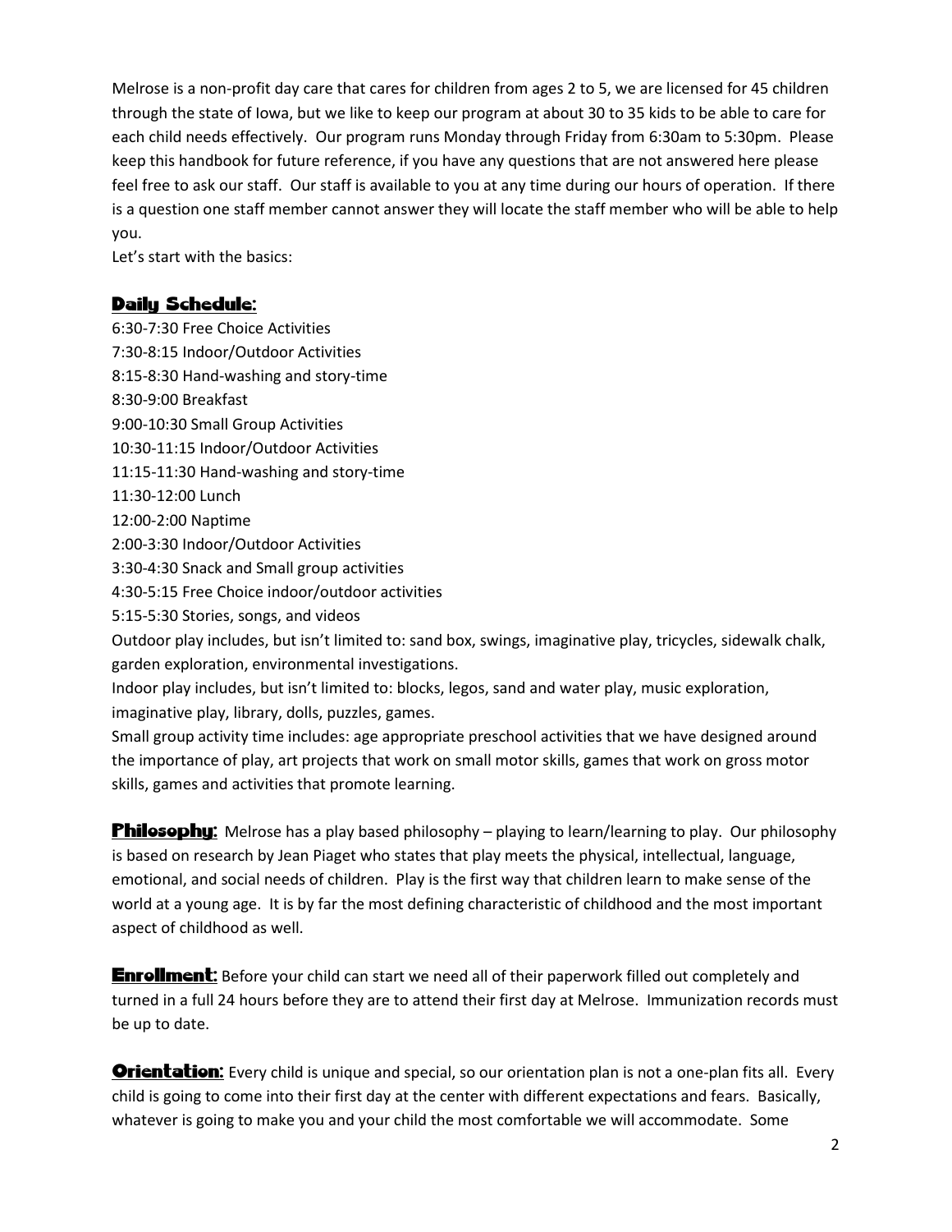Melrose is a non-profit day care that cares for children from ages 2 to 5, we are licensed for 45 children through the state of Iowa, but we like to keep our program at about 30 to 35 kids to be able to care for each child needs effectively. Our program runs Monday through Friday from 6:30am to 5:30pm. Please keep this handbook for future reference, if you have any questions that are not answered here please feel free to ask our staff. Our staff is available to you at any time during our hours of operation. If there is a question one staff member cannot answer they will locate the staff member who will be able to help you.

Let's start with the basics:

## Daily Schedule:

6:30-7:30 Free Choice Activities
7:30-8:15 Indoor/Outdoor Activities
8:15-8:30 Hand-washing and story-time
8:30-9:00 Breakfast
9:00-10:30 Small Group Activities
10:30-11:15 Indoor/Outdoor Activities
11:15-11:30 Hand-washing and story-time
11:30-12:00 Lunch
12:00-2:00 Naptime
2:00-3:30 Indoor/Outdoor Activities
3:30-4:30 Snack and Small group activities
4:30-5:15 Free Choice indoor/outdoor activities
5:15-5:30 Stories, songs, and videos

Outdoor play includes, but isn't limited to: sand box, swings, imaginative play, tricycles, sidewalk chalk, garden exploration, environmental investigations.

Indoor play includes, but isn't limited to: blocks, legos, sand and water play, music exploration, imaginative play, library, dolls, puzzles, games.

Small group activity time includes: age appropriate preschool activities that we have designed around the importance of play, art projects that work on small motor skills, games that work on gross motor skills, games and activities that promote learning.

**Philosophy:** Melrose has a play based philosophy – playing to learn/learning to play. Our philosophy is based on research by Jean Piaget who states that play meets the physical, intellectual, language, emotional, and social needs of children. Play is the first way that children learn to make sense of the world at a young age. It is by far the most defining characteristic of childhood and the most important aspect of childhood as well.

**Enrollment:** Before your child can start we need all of their paperwork filled out completely and turned in a full 24 hours before they are to attend their first day at Melrose. Immunization records must be up to date.

**Orientation:** Every child is unique and special, so our orientation plan is not a one-plan fits all. Every child is going to come into their first day at the center with different expectations and fears. Basically, whatever is going to make you and your child the most comfortable we will accommodate. Some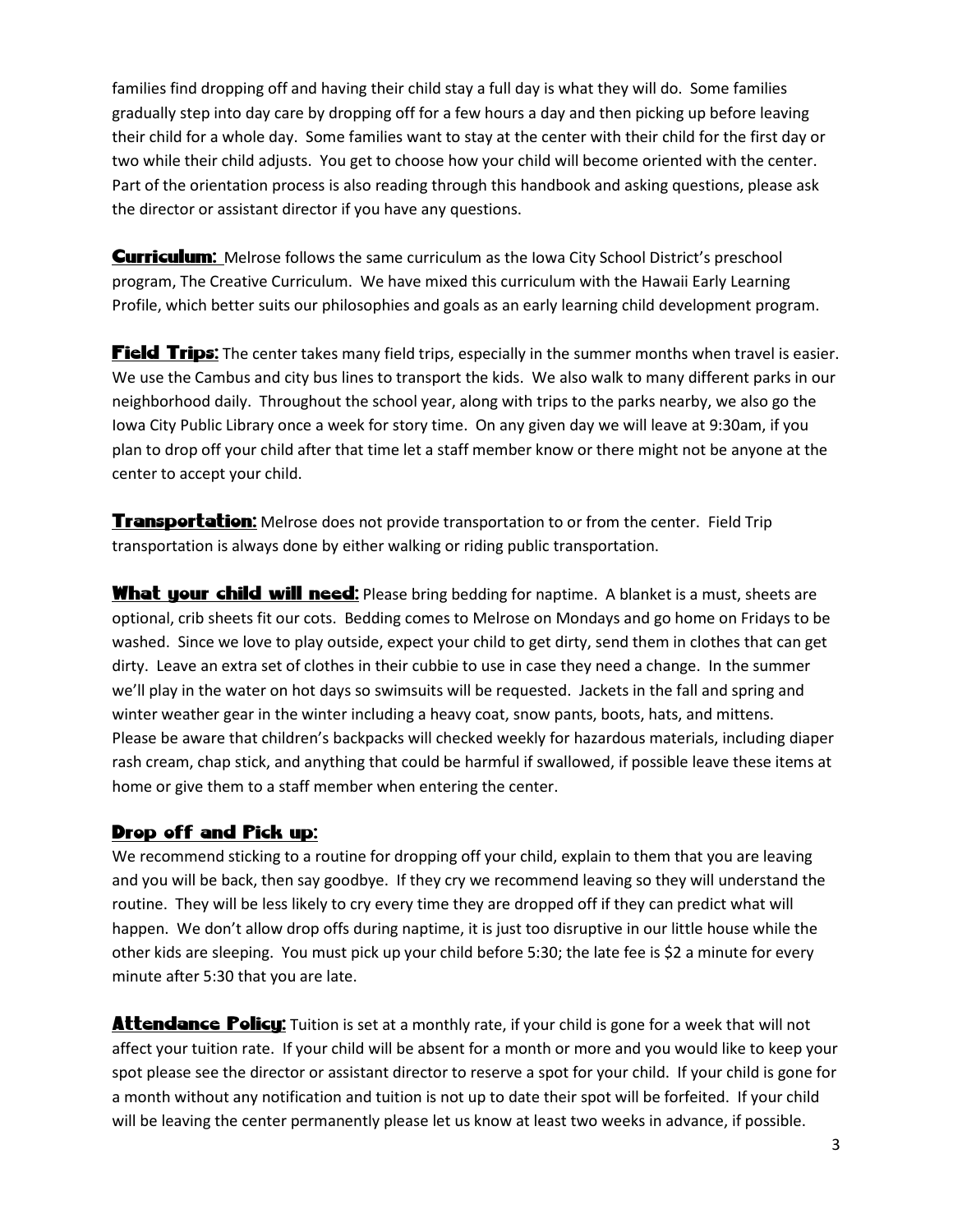families find dropping off and having their child stay a full day is what they will do. Some families gradually step into day care by dropping off for a few hours a day and then picking up before leaving their child for a whole day. Some families want to stay at the center with their child for the first day or two while their child adjusts. You get to choose how your child will become oriented with the center. Part of the orientation process is also reading through this handbook and asking questions, please ask the director or assistant director if you have any questions.

**Curriculum:** Melrose follows the same curriculum as the Iowa City School District's preschool program, The Creative Curriculum. We have mixed this curriculum with the Hawaii Early Learning Profile, which better suits our philosophies and goals as an early learning child development program.

**Field Trips:** The center takes many field trips, especially in the summer months when travel is easier. We use the Cambus and city bus lines to transport the kids. We also walk to many different parks in our neighborhood daily. Throughout the school year, along with trips to the parks nearby, we also go the Iowa City Public Library once a week for story time. On any given day we will leave at 9:30am, if you plan to drop off your child after that time let a staff member know or there might not be anyone at the center to accept your child.

**Transportation:** Melrose does not provide transportation to or from the center. Field Trip transportation is always done by either walking or riding public transportation.

**What your child will need:** Please bring bedding for naptime. A blanket is a must, sheets are optional, crib sheets fit our cots. Bedding comes to Melrose on Mondays and go home on Fridays to be washed. Since we love to play outside, expect your child to get dirty, send them in clothes that can get dirty. Leave an extra set of clothes in their cubbie to use in case they need a change. In the summer we'll play in the water on hot days so swimsuits will be requested. Jackets in the fall and spring and winter weather gear in the winter including a heavy coat, snow pants, boots, hats, and mittens. Please be aware that children's backpacks will checked weekly for hazardous materials, including diaper rash cream, chap stick, and anything that could be harmful if swallowed, if possible leave these items at home or give them to a staff member when entering the center.

**Drop off and Pick up:**

We recommend sticking to a routine for dropping off your child, explain to them that you are leaving and you will be back, then say goodbye. If they cry we recommend leaving so they will understand the routine. They will be less likely to cry every time they are dropped off if they can predict what will happen. We don't allow drop offs during naptime, it is just too disruptive in our little house while the other kids are sleeping. You must pick up your child before 5:30; the late fee is $2 a minute for every minute after 5:30 that you are late.

**Attendance Policy:** Tuition is set at a monthly rate, if your child is gone for a week that will not affect your tuition rate. If your child will be absent for a month or more and you would like to keep your spot please see the director or assistant director to reserve a spot for your child. If your child is gone for a month without any notification and tuition is not up to date their spot will be forfeited. If your child will be leaving the center permanently please let us know at least two weeks in advance, if possible.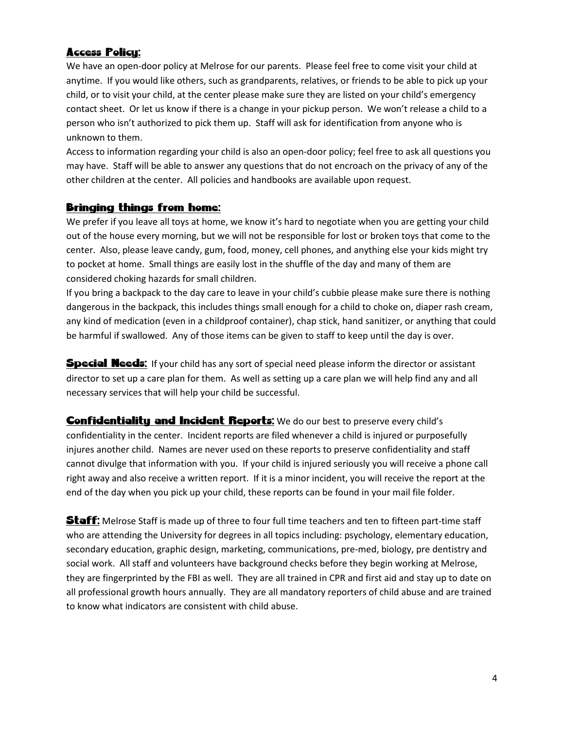## Access Policy:

We have an open-door policy at Melrose for our parents. Please feel free to come visit your child at anytime. If you would like others, such as grandparents, relatives, or friends to be able to pick up your child, or to visit your child, at the center please make sure they are listed on your child's emergency contact sheet. Or let us know if there is a change in your pickup person. We won't release a child to a person who isn't authorized to pick them up. Staff will ask for identification from anyone who is unknown to them.

Access to information regarding your child is also an open-door policy; feel free to ask all questions you may have. Staff will be able to answer any questions that do not encroach on the privacy of any of the other children at the center. All policies and handbooks are available upon request.

## Bringing things from home:

We prefer if you leave all toys at home, we know it's hard to negotiate when you are getting your child out of the house every morning, but we will not be responsible for lost or broken toys that come to the center. Also, please leave candy, gum, food, money, cell phones, and anything else your kids might try to pocket at home. Small things are easily lost in the shuffle of the day and many of them are considered choking hazards for small children.

If you bring a backpack to the day care to leave in your child's cubbie please make sure there is nothing dangerous in the backpack, this includes things small enough for a child to choke on, diaper rash cream, any kind of medication (even in a childproof container), chap stick, hand sanitizer, or anything that could be harmful if swallowed. Any of those items can be given to staff to keep until the day is over.

**Special Needs:** If your child has any sort of special need please inform the director or assistant director to set up a care plan for them. As well as setting up a care plan we will help find any and all necessary services that will help your child be successful.

**Confidentiality and Incident Reports:** We do our best to preserve every child's confidentiality in the center. Incident reports are filed whenever a child is injured or purposefully injures another child. Names are never used on these reports to preserve confidentiality and staff cannot divulge that information with you. If your child is injured seriously you will receive a phone call right away and also receive a written report. If it is a minor incident, you will receive the report at the end of the day when you pick up your child, these reports can be found in your mail file folder.

**Staff:** Melrose Staff is made up of three to four full time teachers and ten to fifteen part-time staff who are attending the University for degrees in all topics including: psychology, elementary education, secondary education, graphic design, marketing, communications, pre-med, biology, pre dentistry and social work. All staff and volunteers have background checks before they begin working at Melrose, they are fingerprinted by the FBI as well. They are all trained in CPR and first aid and stay up to date on all professional growth hours annually. They are all mandatory reporters of child abuse and are trained to know what indicators are consistent with child abuse.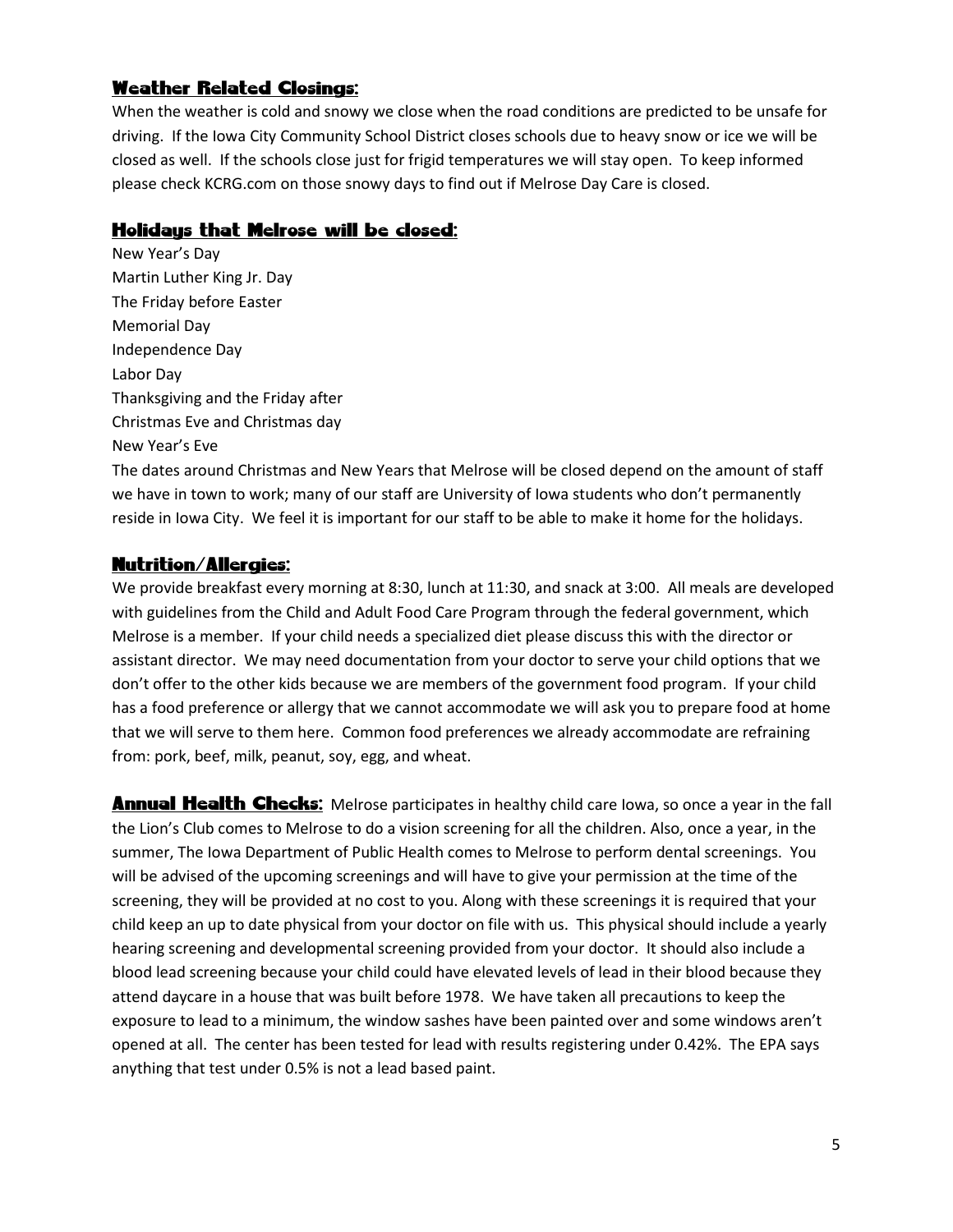## Weather Related Closings:

When the weather is cold and snowy we close when the road conditions are predicted to be unsafe for driving. If the Iowa City Community School District closes schools due to heavy snow or ice we will be closed as well. If the schools close just for frigid temperatures we will stay open. To keep informed please check KCRG.com on those snowy days to find out if Melrose Day Care is closed.

## Holidays that Melrose will be closed:

New Year's Day
Martin Luther King Jr. Day
The Friday before Easter
Memorial Day
Independence Day
Labor Day
Thanksgiving and the Friday after
Christmas Eve and Christmas day
New Year's Eve

The dates around Christmas and New Years that Melrose will be closed depend on the amount of staff we have in town to work; many of our staff are University of Iowa students who don't permanently reside in Iowa City. We feel it is important for our staff to be able to make it home for the holidays.

## Nutrition/Allergies:

We provide breakfast every morning at 8:30, lunch at 11:30, and snack at 3:00. All meals are developed with guidelines from the Child and Adult Food Care Program through the federal government, which Melrose is a member. If your child needs a specialized diet please discuss this with the director or assistant director. We may need documentation from your doctor to serve your child options that we don't offer to the other kids because we are members of the government food program. If your child has a food preference or allergy that we cannot accommodate we will ask you to prepare food at home that we will serve to them here. Common food preferences we already accommodate are refraining from: pork, beef, milk, peanut, soy, egg, and wheat.

**Annual Health Checks:** Melrose participates in healthy child care Iowa, so once a year in the fall the Lion's Club comes to Melrose to do a vision screening for all the children. Also, once a year, in the summer, The Iowa Department of Public Health comes to Melrose to perform dental screenings. You will be advised of the upcoming screenings and will have to give your permission at the time of the screening, they will be provided at no cost to you. Along with these screenings it is required that your child keep an up to date physical from your doctor on file with us. This physical should include a yearly hearing screening and developmental screening provided from your doctor. It should also include a blood lead screening because your child could have elevated levels of lead in their blood because they attend daycare in a house that was built before 1978. We have taken all precautions to keep the exposure to lead to a minimum, the window sashes have been painted over and some windows aren't opened at all. The center has been tested for lead with results registering under 0.42%. The EPA says anything that test under 0.5% is not a lead based paint.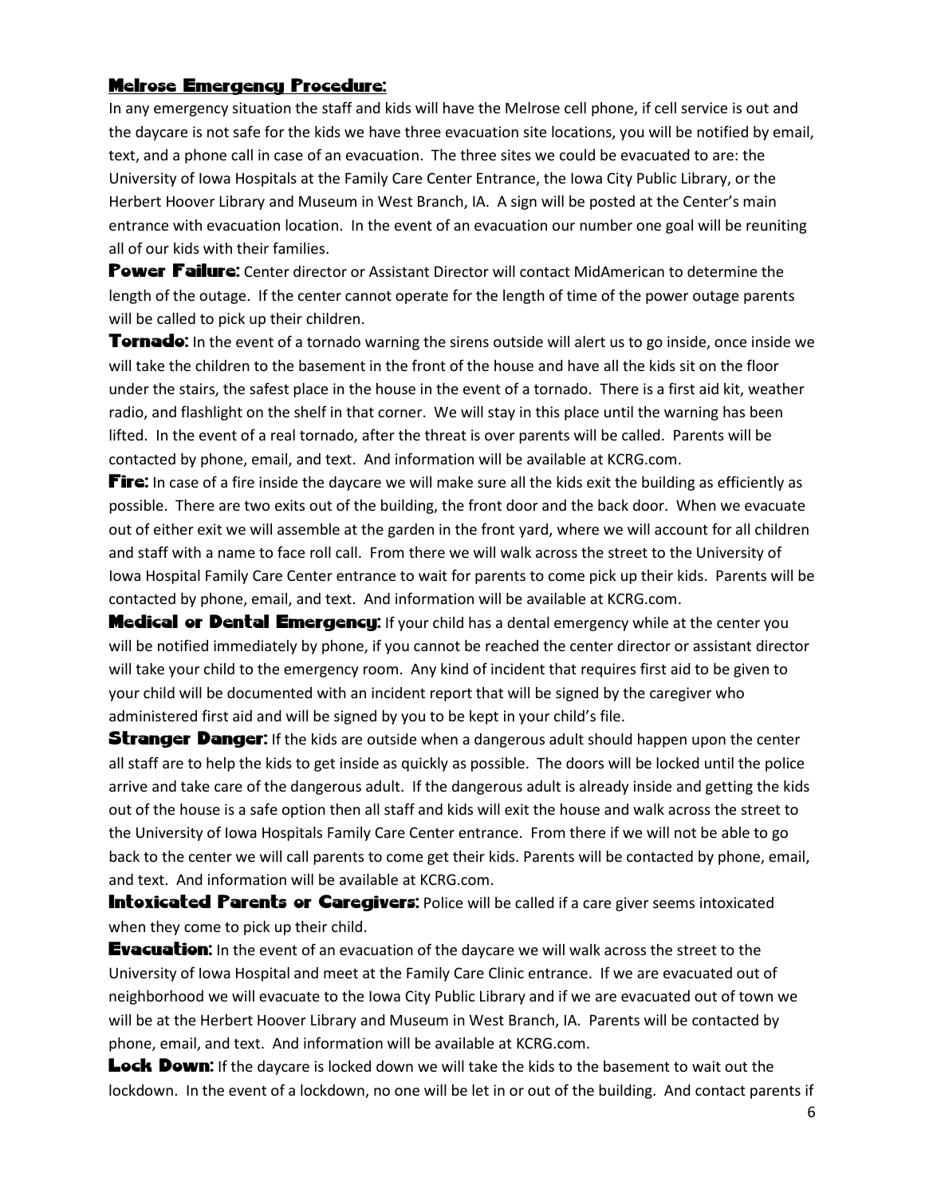## Melrose Emergency Procedure:

In any emergency situation the staff and kids will have the Melrose cell phone, if cell service is out and the daycare is not safe for the kids we have three evacuation site locations, you will be notified by email, text, and a phone call in case of an evacuation. The three sites we could be evacuated to are: the University of Iowa Hospitals at the Family Care Center Entrance, the Iowa City Public Library, or the Herbert Hoover Library and Museum in West Branch, IA. A sign will be posted at the Center's main entrance with evacuation location. In the event of an evacuation our number one goal will be reuniting all of our kids with their families.

**Power Failure:** Center director or Assistant Director will contact MidAmerican to determine the length of the outage. If the center cannot operate for the length of time of the power outage parents will be called to pick up their children.

**Tornado:** In the event of a tornado warning the sirens outside will alert us to go inside, once inside we will take the children to the basement in the front of the house and have all the kids sit on the floor under the stairs, the safest place in the house in the event of a tornado. There is a first aid kit, weather radio, and flashlight on the shelf in that corner. We will stay in this place until the warning has been lifted. In the event of a real tornado, after the threat is over parents will be called. Parents will be contacted by phone, email, and text. And information will be available at KCRG.com.

**Fire:** In case of a fire inside the daycare we will make sure all the kids exit the building as efficiently as possible. There are two exits out of the building, the front door and the back door. When we evacuate out of either exit we will assemble at the garden in the front yard, where we will account for all children and staff with a name to face roll call. From there we will walk across the street to the University of Iowa Hospital Family Care Center entrance to wait for parents to come pick up their kids. Parents will be contacted by phone, email, and text. And information will be available at KCRG.com.

**Medical or Dental Emergency:** If your child has a dental emergency while at the center you will be notified immediately by phone, if you cannot be reached the center director or assistant director will take your child to the emergency room. Any kind of incident that requires first aid to be given to your child will be documented with an incident report that will be signed by the caregiver who administered first aid and will be signed by you to be kept in your child's file.

**Stranger Danger:** If the kids are outside when a dangerous adult should happen upon the center all staff are to help the kids to get inside as quickly as possible. The doors will be locked until the police arrive and take care of the dangerous adult. If the dangerous adult is already inside and getting the kids out of the house is a safe option then all staff and kids will exit the house and walk across the street to the University of Iowa Hospitals Family Care Center entrance. From there if we will not be able to go back to the center we will call parents to come get their kids. Parents will be contacted by phone, email, and text. And information will be available at KCRG.com.

**Intoxicated Parents or Caregivers:** Police will be called if a care giver seems intoxicated when they come to pick up their child.

**Evacuation:** In the event of an evacuation of the daycare we will walk across the street to the University of Iowa Hospital and meet at the Family Care Clinic entrance. If we are evacuated out of neighborhood we will evacuate to the Iowa City Public Library and if we are evacuated out of town we will be at the Herbert Hoover Library and Museum in West Branch, IA. Parents will be contacted by phone, email, and text. And information will be available at KCRG.com.

**Lock Down:** If the daycare is locked down we will take the kids to the basement to wait out the lockdown. In the event of a lockdown, no one will be let in or out of the building. And contact parents if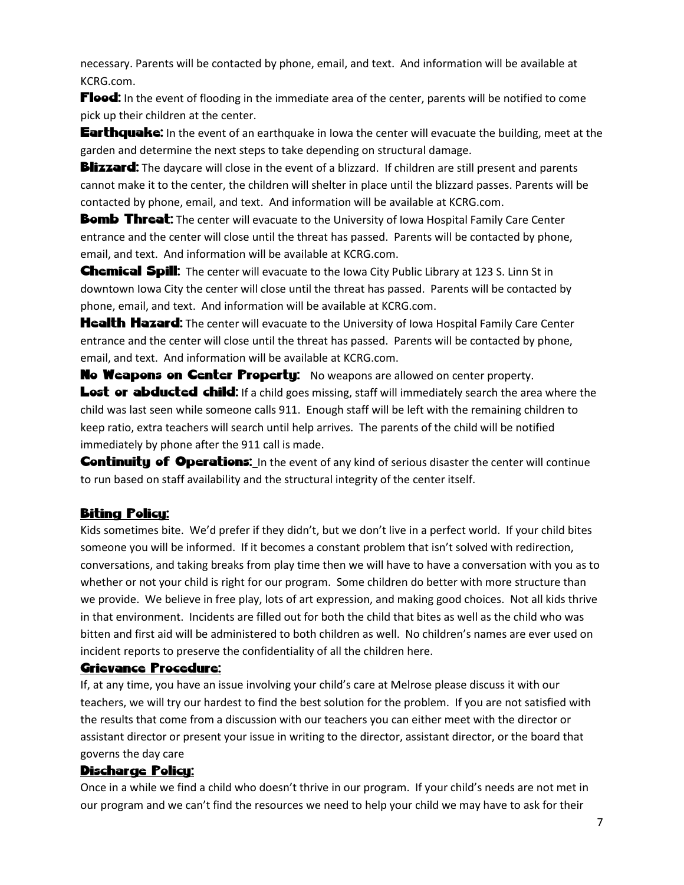necessary. Parents will be contacted by phone, email, and text. And information will be available at KCRG.com.

**Flood:** In the event of flooding in the immediate area of the center, parents will be notified to come pick up their children at the center.

**Earthquake:** In the event of an earthquake in Iowa the center will evacuate the building, meet at the garden and determine the next steps to take depending on structural damage.

**Blizzard:** The daycare will close in the event of a blizzard. If children are still present and parents cannot make it to the center, the children will shelter in place until the blizzard passes. Parents will be contacted by phone, email, and text. And information will be available at KCRG.com.

**Bomb Threat:** The center will evacuate to the University of Iowa Hospital Family Care Center entrance and the center will close until the threat has passed. Parents will be contacted by phone, email, and text. And information will be available at KCRG.com.

**Chemical Spill:** The center will evacuate to the Iowa City Public Library at 123 S. Linn St in downtown Iowa City the center will close until the threat has passed. Parents will be contacted by phone, email, and text. And information will be available at KCRG.com.

**Health Hazard:** The center will evacuate to the University of Iowa Hospital Family Care Center entrance and the center will close until the threat has passed. Parents will be contacted by phone, email, and text. And information will be available at KCRG.com.

**No Weapons on Center Property:** No weapons are allowed on center property.

**Lost or abducted child:** If a child goes missing, staff will immediately search the area where the child was last seen while someone calls 911. Enough staff will be left with the remaining children to keep ratio, extra teachers will search until help arrives. The parents of the child will be notified immediately by phone after the 911 call is made.

**Continuity of Operations:** In the event of any kind of serious disaster the center will continue to run based on staff availability and the structural integrity of the center itself.

## Biting Policy:

Kids sometimes bite. We'd prefer if they didn't, but we don't live in a perfect world. If your child bites someone you will be informed. If it becomes a constant problem that isn't solved with redirection, conversations, and taking breaks from play time then we will have to have a conversation with you as to whether or not your child is right for our program. Some children do better with more structure than we provide. We believe in free play, lots of art expression, and making good choices. Not all kids thrive in that environment. Incidents are filled out for both the child that bites as well as the child who was bitten and first aid will be administered to both children as well. No children's names are ever used on incident reports to preserve the confidentiality of all the children here.

## Grievance Procedure:

If, at any time, you have an issue involving your child's care at Melrose please discuss it with our teachers, we will try our hardest to find the best solution for the problem. If you are not satisfied with the results that come from a discussion with our teachers you can either meet with the director or assistant director or present your issue in writing to the director, assistant director, or the board that governs the day care

## Discharge Policy:

Once in a while we find a child who doesn't thrive in our program. If your child's needs are not met in our program and we can't find the resources we need to help your child we may have to ask for their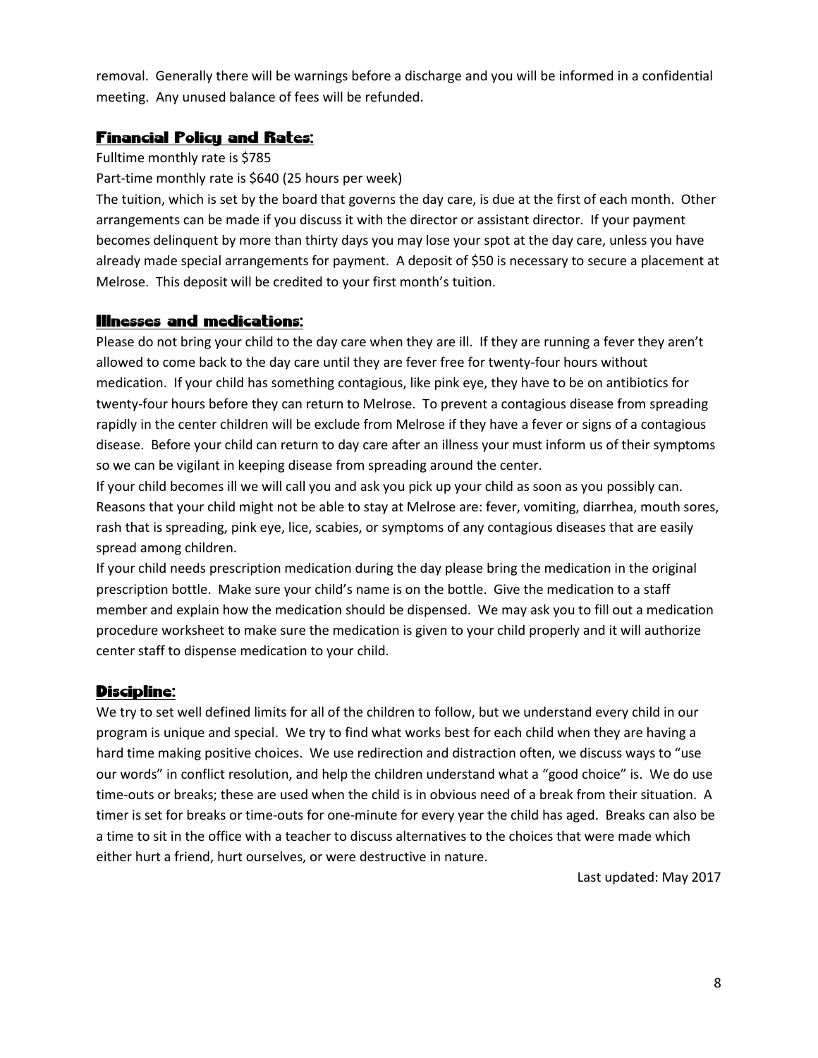removal. Generally there will be warnings before a discharge and you will be informed in a confidential meeting. Any unused balance of fees will be refunded.

## Financial Policy and Rates:

Fulltime monthly rate is $785

Part-time monthly rate is $640 (25 hours per week)

The tuition, which is set by the board that governs the day care, is due at the first of each month. Other arrangements can be made if you discuss it with the director or assistant director. If your payment becomes delinquent by more than thirty days you may lose your spot at the day care, unless you have already made special arrangements for payment. A deposit of $50 is necessary to secure a placement at Melrose. This deposit will be credited to your first month's tuition.

## Illnesses and medications:

Please do not bring your child to the day care when they are ill. If they are running a fever they aren't allowed to come back to the day care until they are fever free for twenty-four hours without medication. If your child has something contagious, like pink eye, they have to be on antibiotics for twenty-four hours before they can return to Melrose. To prevent a contagious disease from spreading rapidly in the center children will be exclude from Melrose if they have a fever or signs of a contagious disease. Before your child can return to day care after an illness your must inform us of their symptoms so we can be vigilant in keeping disease from spreading around the center.

If your child becomes ill we will call you and ask you pick up your child as soon as you possibly can. Reasons that your child might not be able to stay at Melrose are: fever, vomiting, diarrhea, mouth sores, rash that is spreading, pink eye, lice, scabies, or symptoms of any contagious diseases that are easily spread among children.

If your child needs prescription medication during the day please bring the medication in the original prescription bottle. Make sure your child's name is on the bottle. Give the medication to a staff member and explain how the medication should be dispensed. We may ask you to fill out a medication procedure worksheet to make sure the medication is given to your child properly and it will authorize center staff to dispense medication to your child.

## Discipline:

We try to set well defined limits for all of the children to follow, but we understand every child in our program is unique and special. We try to find what works best for each child when they are having a hard time making positive choices. We use redirection and distraction often, we discuss ways to "use our words" in conflict resolution, and help the children understand what a "good choice" is. We do use time-outs or breaks; these are used when the child is in obvious need of a break from their situation. A timer is set for breaks or time-outs for one-minute for every year the child has aged. Breaks can also be a time to sit in the office with a teacher to discuss alternatives to the choices that were made which either hurt a friend, hurt ourselves, or were destructive in nature.

Last updated: May 2017